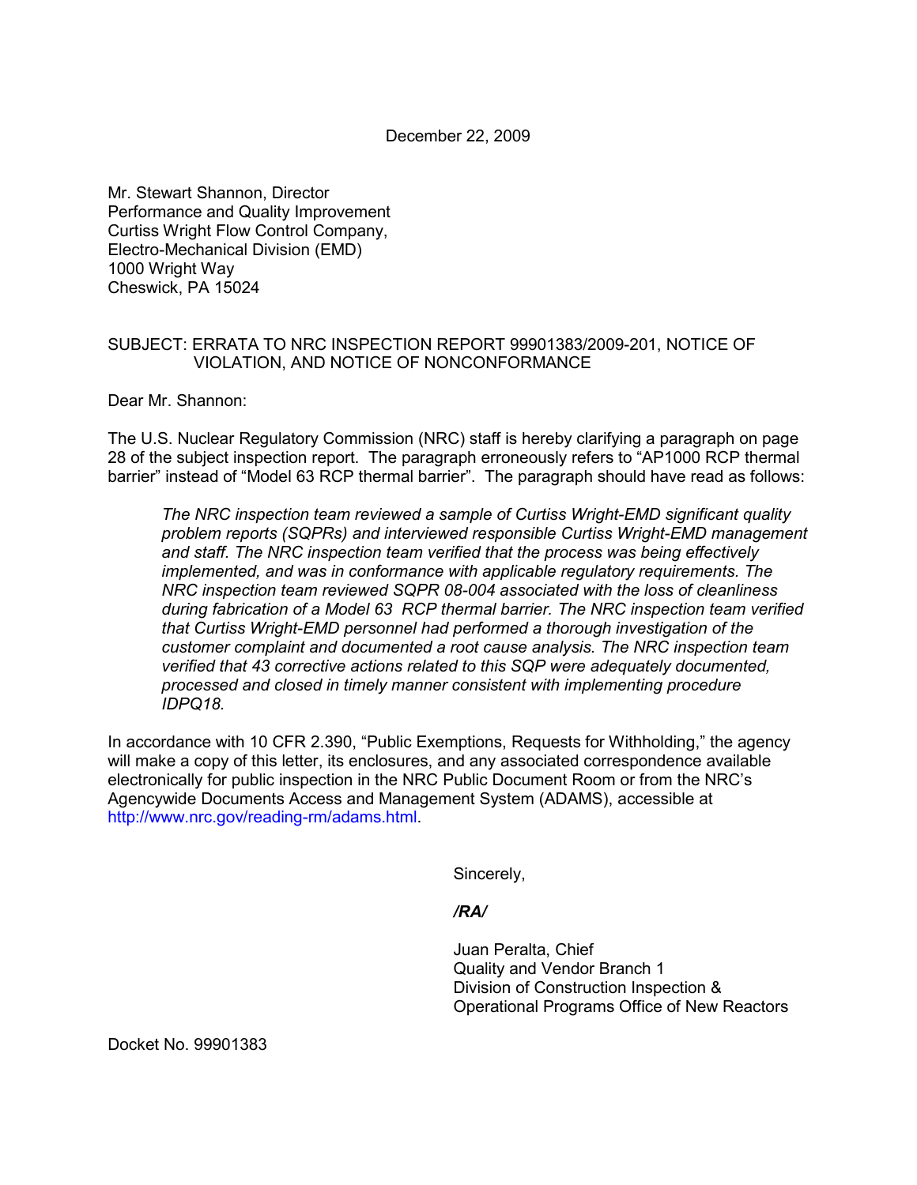December 22, 2009

Mr. Stewart Shannon, Director
Performance and Quality Improvement
Curtiss Wright Flow Control Company,
Electro-Mechanical Division (EMD)
1000 Wright Way
Cheswick, PA 15024

SUBJECT: ERRATA TO NRC INSPECTION REPORT 99901383/2009-201, NOTICE OF VIOLATION, AND NOTICE OF NONCONFORMANCE

Dear Mr. Shannon:

The U.S. Nuclear Regulatory Commission (NRC) staff is hereby clarifying a paragraph on page 28 of the subject inspection report. The paragraph erroneously refers to "AP1000 RCP thermal barrier" instead of "Model 63 RCP thermal barrier". The paragraph should have read as follows:

> *The NRC inspection team reviewed a sample of Curtiss Wright-EMD significant quality problem reports (SQPRs) and interviewed responsible Curtiss Wright-EMD management and staff. The NRC inspection team verified that the process was being effectively implemented, and was in conformance with applicable regulatory requirements. The NRC inspection team reviewed SQPR 08-004 associated with the loss of cleanliness during fabrication of a Model 63 RCP thermal barrier. The NRC inspection team verified that Curtiss Wright-EMD personnel had performed a thorough investigation of the customer complaint and documented a root cause analysis. The NRC inspection team verified that 43 corrective actions related to this SQP were adequately documented, processed and closed in timely manner consistent with implementing procedure IDPQ18.*

In accordance with 10 CFR 2.390, "Public Exemptions, Requests for Withholding," the agency will make a copy of this letter, its enclosures, and any associated correspondence available electronically for public inspection in the NRC Public Document Room or from the NRC's Agencywide Documents Access and Management System (ADAMS), accessible at http://www.nrc.gov/reading-rm/adams.html.

Sincerely,

*/RA/*

Juan Peralta, Chief
Quality and Vendor Branch 1
Division of Construction Inspection &
Operational Programs Office of New Reactors

Docket No. 99901383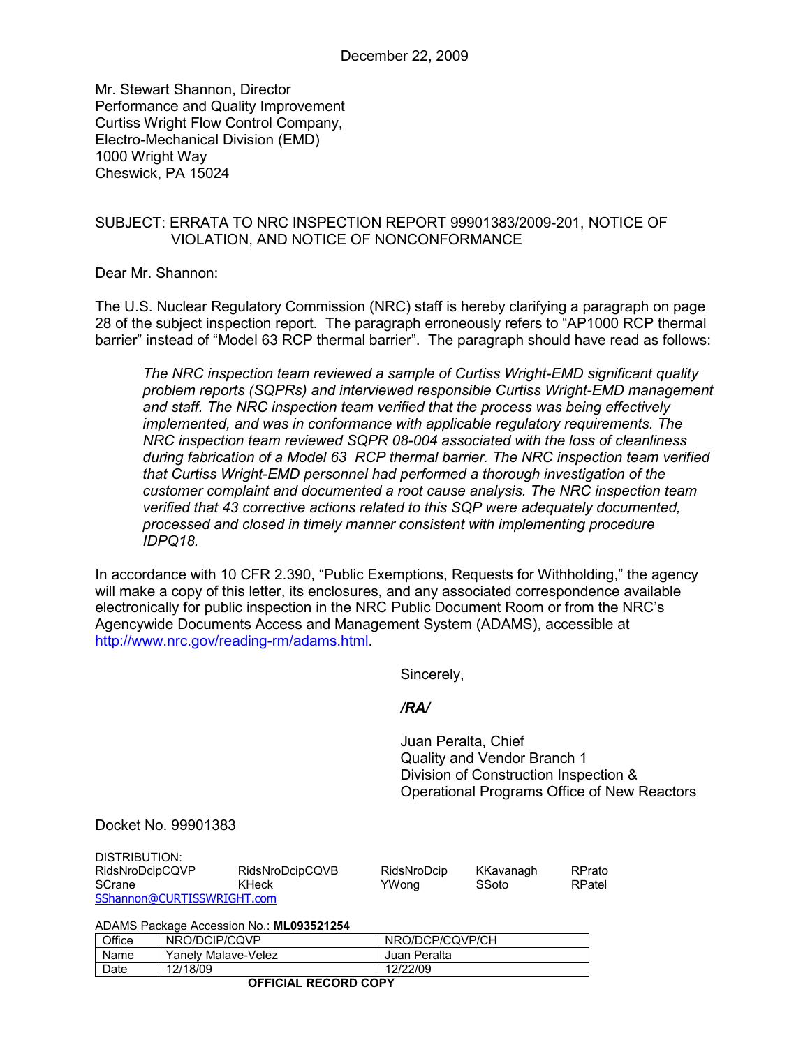December 22, 2009

Mr. Stewart Shannon, Director
Performance and Quality Improvement
Curtiss Wright Flow Control Company,
Electro-Mechanical Division (EMD)
1000 Wright Way
Cheswick, PA 15024

SUBJECT: ERRATA TO NRC INSPECTION REPORT 99901383/2009-201, NOTICE OF VIOLATION, AND NOTICE OF NONCONFORMANCE

Dear Mr. Shannon:

The U.S. Nuclear Regulatory Commission (NRC) staff is hereby clarifying a paragraph on page 28 of the subject inspection report. The paragraph erroneously refers to "AP1000 RCP thermal barrier" instead of "Model 63 RCP thermal barrier". The paragraph should have read as follows:

> *The NRC inspection team reviewed a sample of Curtiss Wright-EMD significant quality problem reports (SQPRs) and interviewed responsible Curtiss Wright-EMD management and staff. The NRC inspection team verified that the process was being effectively implemented, and was in conformance with applicable regulatory requirements. The NRC inspection team reviewed SQPR 08-004 associated with the loss of cleanliness during fabrication of a Model 63 RCP thermal barrier. The NRC inspection team verified that Curtiss Wright-EMD personnel had performed a thorough investigation of the customer complaint and documented a root cause analysis. The NRC inspection team verified that 43 corrective actions related to this SQP were adequately documented, processed and closed in timely manner consistent with implementing procedure IDPQ18.*

In accordance with 10 CFR 2.390, "Public Exemptions, Requests for Withholding," the agency will make a copy of this letter, its enclosures, and any associated correspondence available electronically for public inspection in the NRC Public Document Room or from the NRC's Agencywide Documents Access and Management System (ADAMS), accessible at http://www.nrc.gov/reading-rm/adams.html.

Sincerely,

*/RA/*

Juan Peralta, Chief
Quality and Vendor Branch 1
Division of Construction Inspection &
Operational Programs Office of New Reactors

Docket No. 99901383

DISTRIBUTION:

| | | | | |
|---|---|---|---|---|
| RidsNroDcipCQVP | RidsNroDcipCQVB | RidsNroDcip | KKavanagh | RPrato |
| SCrane | KHeck | YWong | SSoto | RPatel |
| SShannon@CURTISSWRIGHT.com | | | | |

ADAMS Package Accession No.: **ML093521254**

| Office | NRO/DCIP/CQVP | NRO/DCP/CQVP/CH |
|---|---|---|
| Name | Yanely Malave-Velez | Juan Peralta |
| Date | 12/18/09 | 12/22/09 |

**OFFICIAL RECORD COPY**